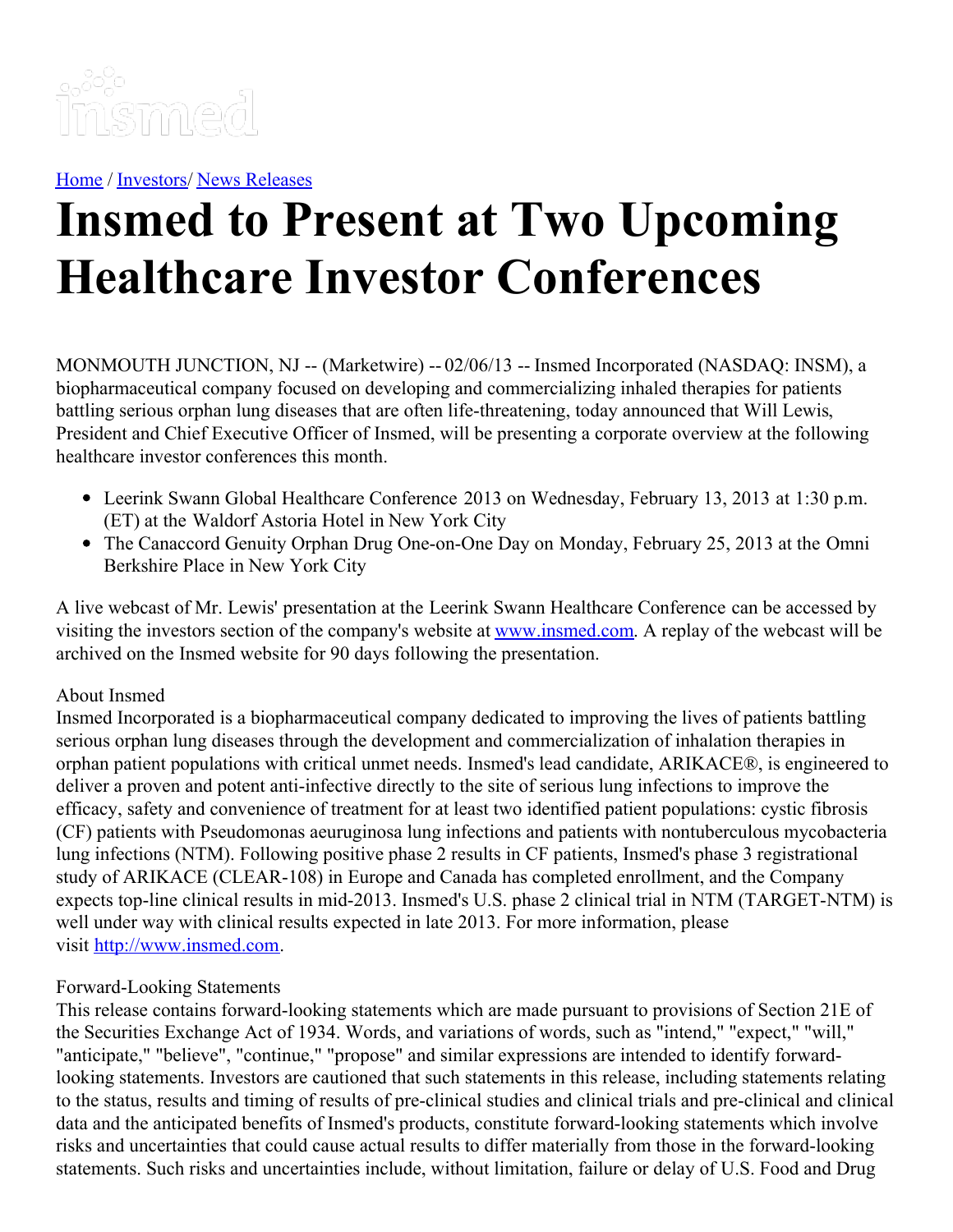[Home](#) / [Investors](#)/ [News Releases](#)

# Insmed to Present at Two Upcoming Healthcare Investor Conferences

MONMOUTH JUNCTION, NJ -- (Marketwire) -- 02/06/13 -- Insmed Incorporated (NASDAQ: INSM), a biopharmaceutical company focused on developing and commercializing inhaled therapies for patients battling serious orphan lung diseases that are often life-threatening, today announced that Will Lewis, President and Chief Executive Officer of Insmed, will be presenting a corporate overview at the following healthcare investor conferences this month.

- Leerink Swann Global Healthcare Conference 2013 on Wednesday, February 13, 2013 at 1:30 p.m. (ET) at the Waldorf Astoria Hotel in New York City
- The Canaccord Genuity Orphan Drug One-on-One Day on Monday, February 25, 2013 at the Omni Berkshire Place in New York City

A live webcast of Mr. Lewis' presentation at the Leerink Swann Healthcare Conference can be accessed by visiting the investors section of the company's website at [www.insmed.com](http://www.insmed.com). A replay of the webcast will be archived on the Insmed website for 90 days following the presentation.

About Insmed
Insmed Incorporated is a biopharmaceutical company dedicated to improving the lives of patients battling serious orphan lung diseases through the development and commercialization of inhalation therapies in orphan patient populations with critical unmet needs. Insmed's lead candidate, ARIKACE®, is engineered to deliver a proven and potent anti-infective directly to the site of serious lung infections to improve the efficacy, safety and convenience of treatment for at least two identified patient populations: cystic fibrosis (CF) patients with Pseudomonas aeuruginosa lung infections and patients with nontuberculous mycobacteria lung infections (NTM). Following positive phase 2 results in CF patients, Insmed's phase 3 registrational study of ARIKACE (CLEAR-108) in Europe and Canada has completed enrollment, and the Company expects top-line clinical results in mid-2013. Insmed's U.S. phase 2 clinical trial in NTM (TARGET-NTM) is well under way with clinical results expected in late 2013. For more information, please visit [http://www.insmed.com](http://www.insmed.com).

Forward-Looking Statements
This release contains forward-looking statements which are made pursuant to provisions of Section 21E of the Securities Exchange Act of 1934. Words, and variations of words, such as "intend," "expect," "will," "anticipate," "believe", "continue," "propose" and similar expressions are intended to identify forward-looking statements. Investors are cautioned that such statements in this release, including statements relating to the status, results and timing of results of pre-clinical studies and clinical trials and pre-clinical and clinical data and the anticipated benefits of Insmed's products, constitute forward-looking statements which involve risks and uncertainties that could cause actual results to differ materially from those in the forward-looking statements. Such risks and uncertainties include, without limitation, failure or delay of U.S. Food and Drug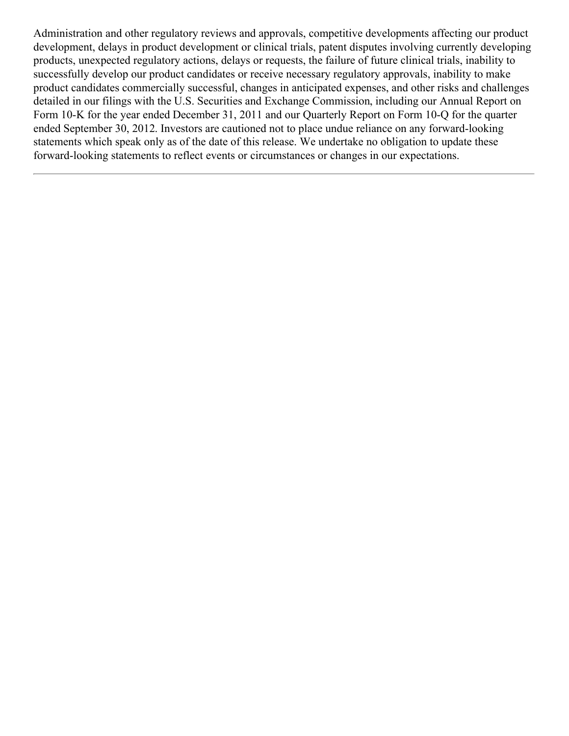Administration and other regulatory reviews and approvals, competitive developments affecting our product development, delays in product development or clinical trials, patent disputes involving currently developing products, unexpected regulatory actions, delays or requests, the failure of future clinical trials, inability to successfully develop our product candidates or receive necessary regulatory approvals, inability to make product candidates commercially successful, changes in anticipated expenses, and other risks and challenges detailed in our filings with the U.S. Securities and Exchange Commission, including our Annual Report on Form 10-K for the year ended December 31, 2011 and our Quarterly Report on Form 10-Q for the quarter ended September 30, 2012. Investors are cautioned not to place undue reliance on any forward-looking statements which speak only as of the date of this release. We undertake no obligation to update these forward-looking statements to reflect events or circumstances or changes in our expectations.

---